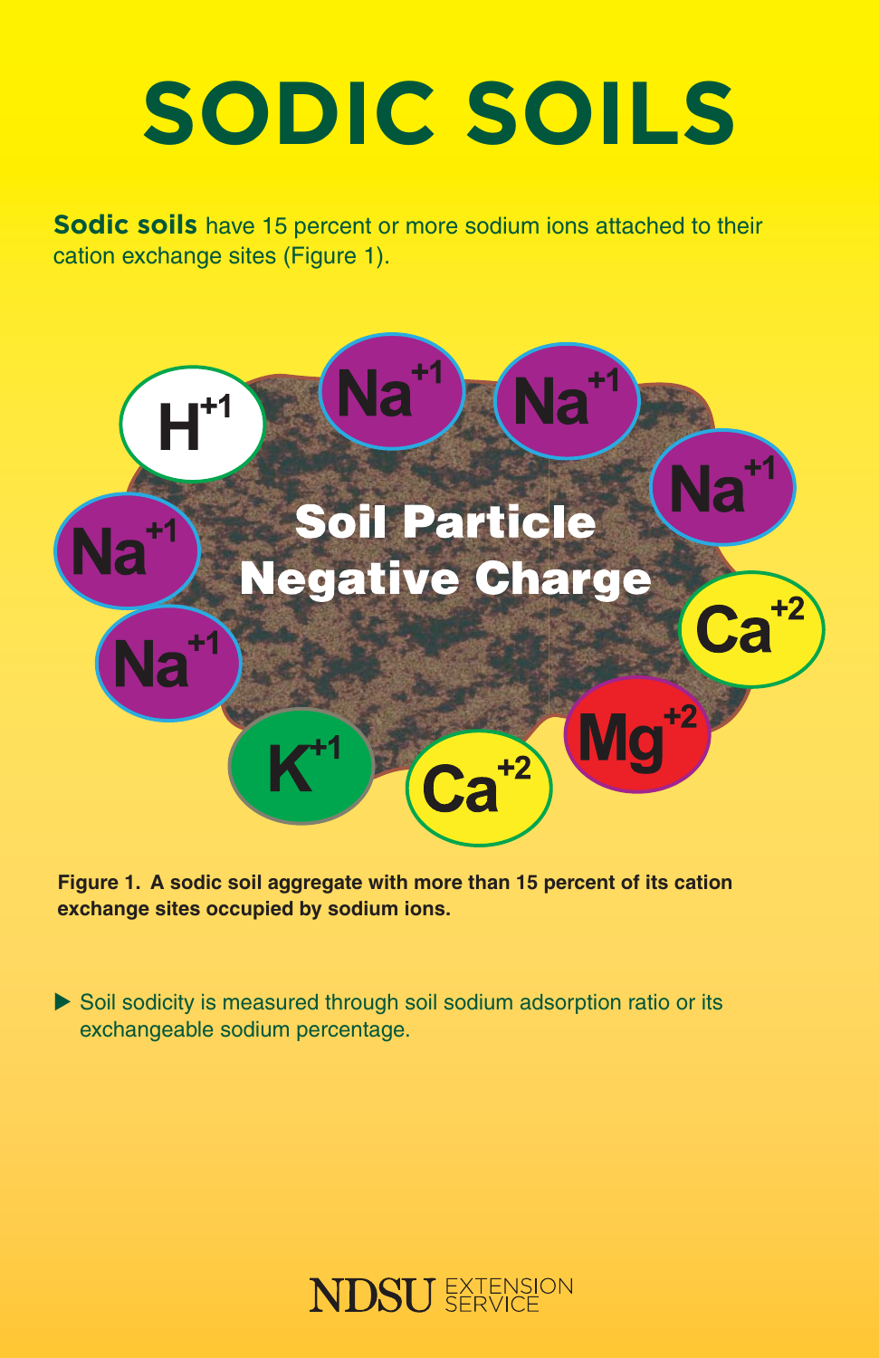# SODIC SOILS

**Sodic soils** have 15 percent or more sodium ions attached to their cation exchange sites (Figure 1).

**Figure 1. A sodic soil aggregate with more than 15 percent of its cation exchange sites occupied by sodium ions.**

- Soil sodicity is measured through soil sodium adsorption ratio or its exchangeable sodium percentage.

NDSU EXTENSION SERVICE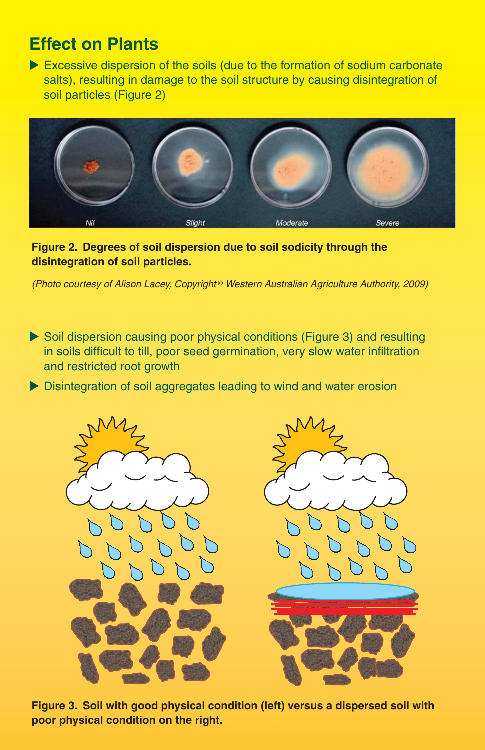## Effect on Plants

- Excessive dispersion of the soils (due to the formation of sodium carbonate salts), resulting in damage to the soil structure by causing disintegration of soil particles (Figure 2)

**Figure 2. Degrees of soil dispersion due to soil sodicity through the disintegration of soil particles.**

*(Photo courtesy of Alison Lacey, Copyright © Western Australian Agriculture Authority, 2009)*

- Soil dispersion causing poor physical conditions (Figure 3) and resulting in soils difficult to till, poor seed germination, very slow water infiltration and restricted root growth
- Disintegration of soil aggregates leading to wind and water erosion

**Figure 3. Soil with good physical condition (left) versus a dispersed soil with poor physical condition on the right.**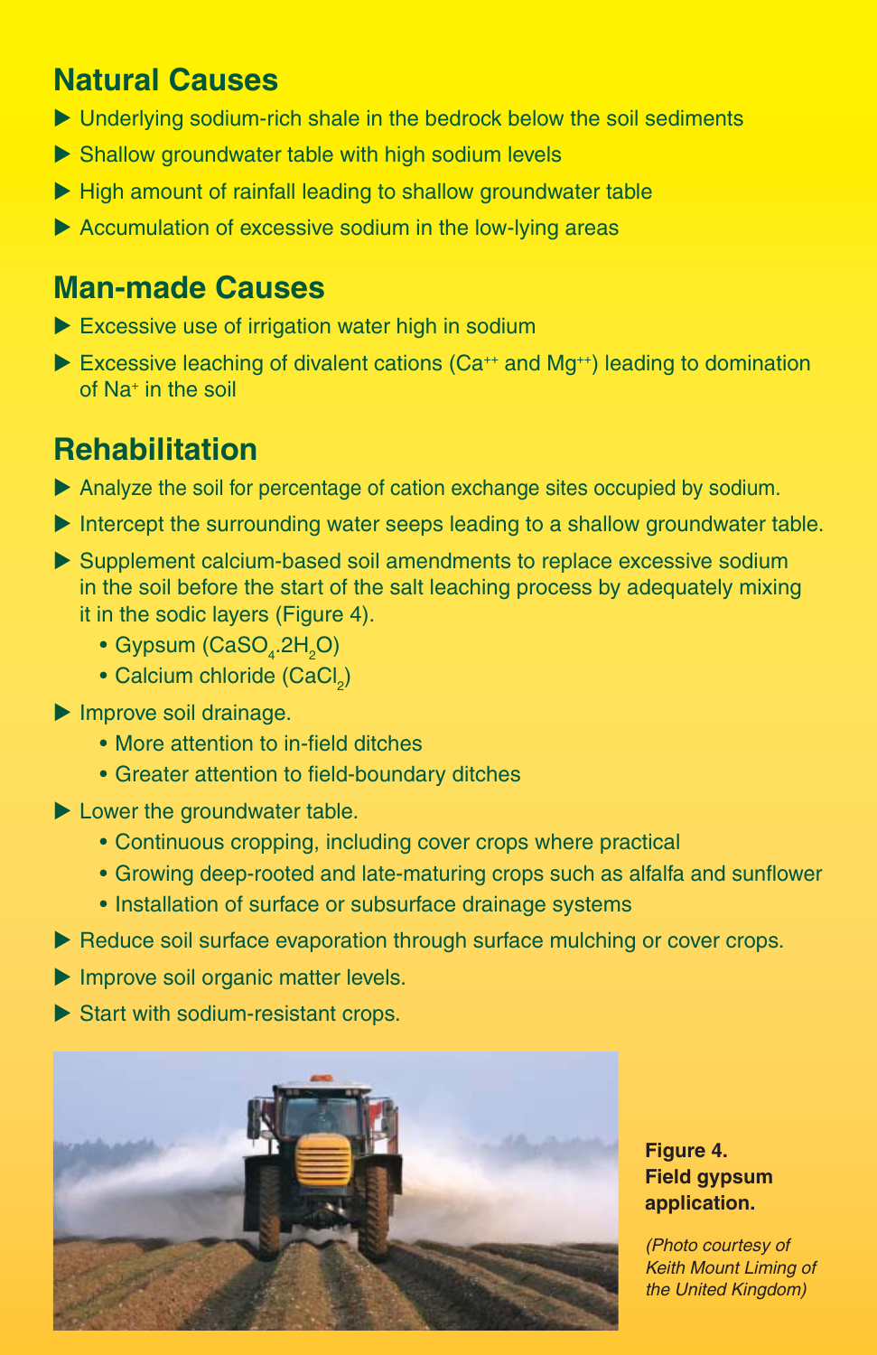## Natural Causes

- Underlying sodium-rich shale in the bedrock below the soil sediments
- Shallow groundwater table with high sodium levels
- High amount of rainfall leading to shallow groundwater table
- Accumulation of excessive sodium in the low-lying areas

## Man-made Causes

- Excessive use of irrigation water high in sodium
- Excessive leaching of divalent cations ($Ca^{++}$ and $Mg^{++}$) leading to domination of $Na^{+}$ in the soil

## Rehabilitation

- Analyze the soil for percentage of cation exchange sites occupied by sodium.
- Intercept the surrounding water seeps leading to a shallow groundwater table.
- Supplement calcium-based soil amendments to replace excessive sodium in the soil before the start of the salt leaching process by adequately mixing it in the sodic layers (Figure 4).
  - Gypsum ($CaSO_4.2H_2O$)
  - Calcium chloride ($CaCl_2$)
- Improve soil drainage.
  - More attention to in-field ditches
  - Greater attention to field-boundary ditches
- Lower the groundwater table.
  - Continuous cropping, including cover crops where practical
  - Growing deep-rooted and late-maturing crops such as alfalfa and sunflower
  - Installation of surface or subsurface drainage systems
- Reduce soil surface evaporation through surface mulching or cover crops.
- Improve soil organic matter levels.
- Start with sodium-resistant crops.

**Figure 4. Field gypsum application.**

*(Photo courtesy of Keith Mount Liming of the United Kingdom)*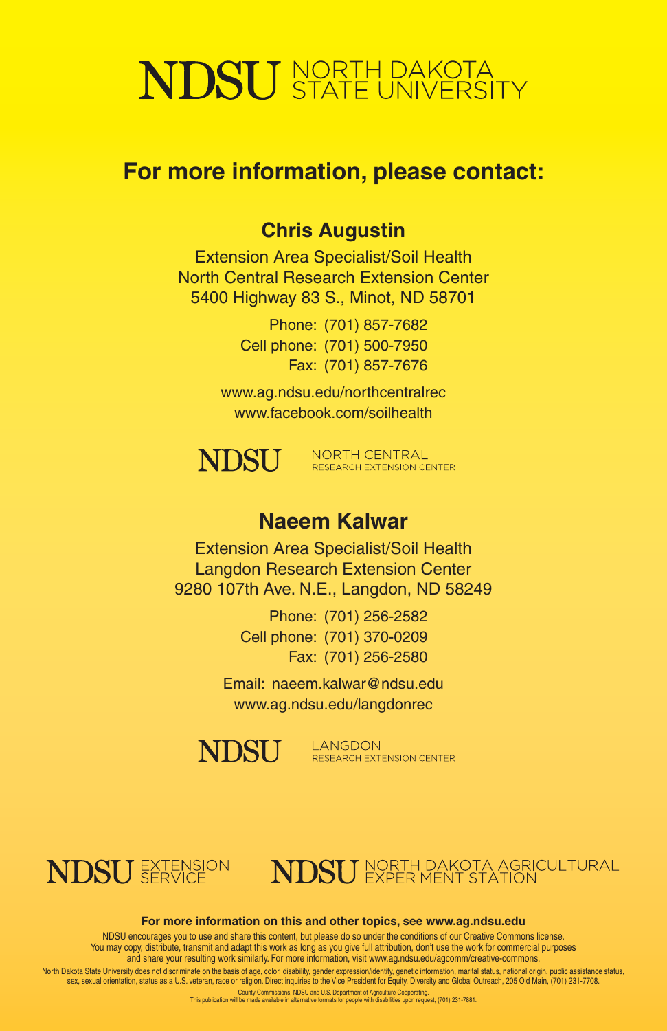# NDSU NORTH DAKOTA STATE UNIVERSITY

## For more information, please contact:

### Chris Augustin

Extension Area Specialist/Soil Health
North Central Research Extension Center
5400 Highway 83 S., Minot, ND 58701

Phone: (701) 857-7682
Cell phone: (701) 500-7950
Fax: (701) 857-7676

www.ag.ndsu.edu/northcentralrec
www.facebook.com/soilhealth

NDSU | NORTH CENTRAL RESEARCH EXTENSION CENTER

### Naeem Kalwar

Extension Area Specialist/Soil Health
Langdon Research Extension Center
9280 107th Ave. N.E., Langdon, ND 58249

Phone: (701) 256-2582
Cell phone: (701) 370-0209
Fax: (701) 256-2580

Email: naeem.kalwar@ndsu.edu
www.ag.ndsu.edu/langdonrec

NDSU | LANGDON RESEARCH EXTENSION CENTER

NDSU EXTENSION SERVICE

NDSU NORTH DAKOTA AGRICULTURAL EXPERIMENT STATION

**For more information on this and other topics, see www.ag.ndsu.edu**

NDSU encourages you to use and share this content, but please do so under the conditions of our Creative Commons license. You may copy, distribute, transmit and adapt this work as long as you give full attribution, don't use the work for commercial purposes and share your resulting work similarly. For more information, visit www.ag.ndsu.edu/agcomm/creative-commons.

North Dakota State University does not discriminate on the basis of age, color, disability, gender expression/identity, genetic information, marital status, national origin, public assistance status, sex, sexual orientation, status as a U.S. veteran, race or religion. Direct inquiries to the Vice President for Equity, Diversity and Global Outreach, 205 Old Main, (701) 231-7708.

County Commissions, NDSU and U.S. Department of Agriculture Cooperating.
This publication will be made available in alternative formats for people with disabilities upon request, (701) 231-7881.